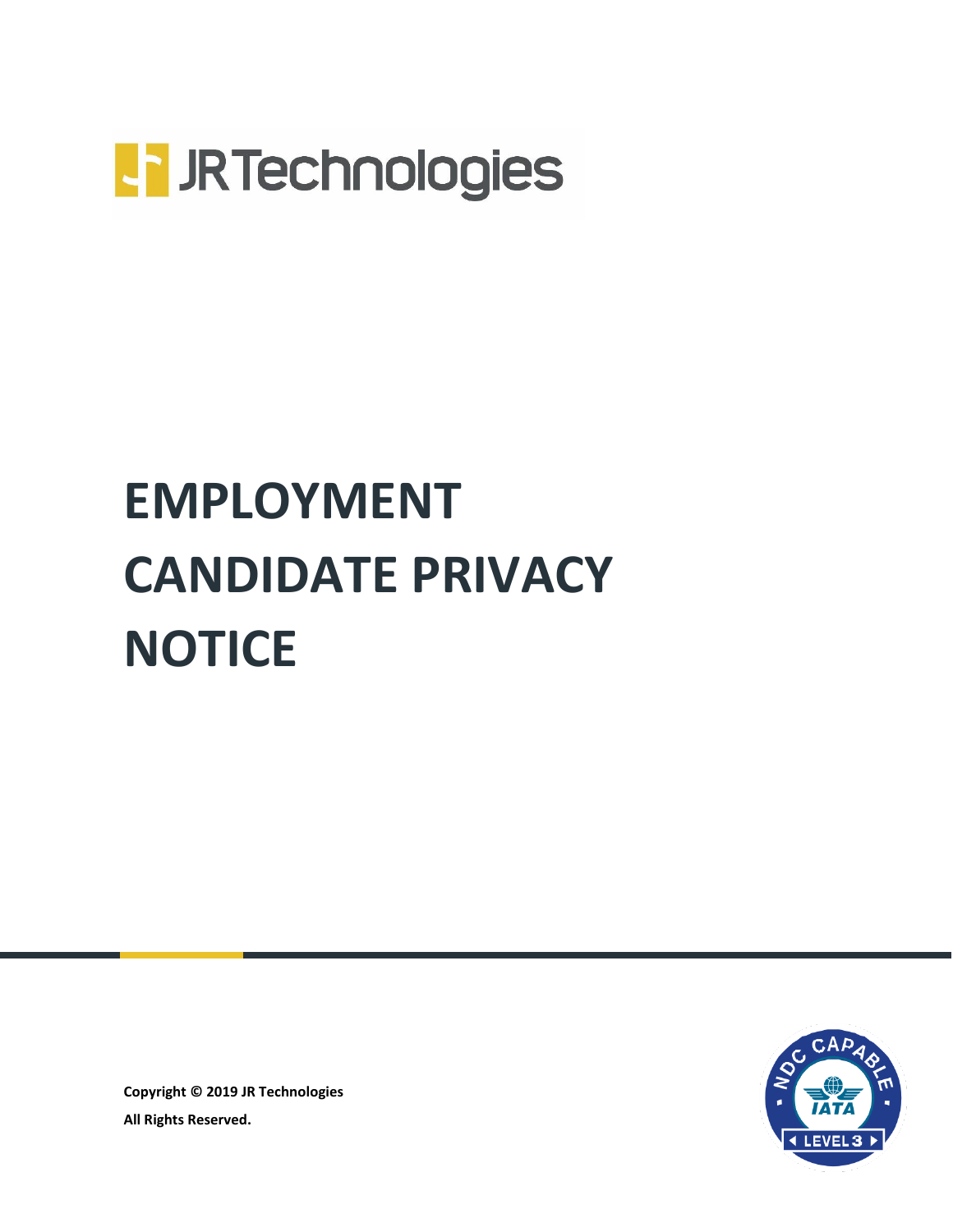JRTechnologies

# EMPLOYMENT CANDIDATE PRIVACY NOTICE

**Copyright © 2019 JR Technologies**

**All Rights Reserved.**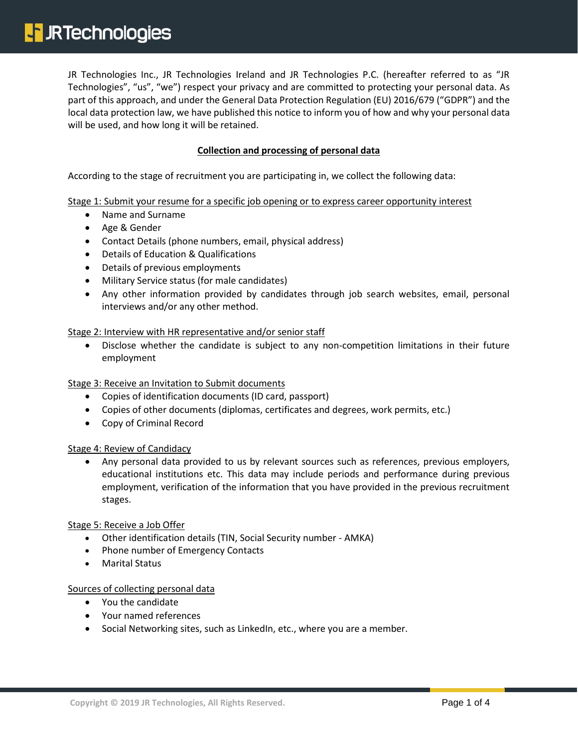JR Technologies Inc., JR Technologies Ireland and JR Technologies P.C. (hereafter referred to as "JR Technologies", "us", "we") respect your privacy and are committed to protecting your personal data. As part of this approach, and under the General Data Protection Regulation (EU) 2016/679 ("GDPR") and the local data protection law, we have published this notice to inform you of how and why your personal data will be used, and how long it will be retained.

## Collection and processing of personal data

According to the stage of recruitment you are participating in, we collect the following data:

### Stage 1: Submit your resume for a specific job opening or to express career opportunity interest

- Name and Surname
- Age & Gender
- Contact Details (phone numbers, email, physical address)
- Details of Education & Qualifications
- Details of previous employments
- Military Service status (for male candidates)
- Any other information provided by candidates through job search websites, email, personal interviews and/or any other method.

### Stage 2: Interview with HR representative and/or senior staff

- Disclose whether the candidate is subject to any non-competition limitations in their future employment

### Stage 3: Receive an Invitation to Submit documents

- Copies of identification documents (ID card, passport)
- Copies of other documents (diplomas, certificates and degrees, work permits, etc.)
- Copy of Criminal Record

### Stage 4: Review of Candidacy

- Any personal data provided to us by relevant sources such as references, previous employers, educational institutions etc. This data may include periods and performance during previous employment, verification of the information that you have provided in the previous recruitment stages.

### Stage 5: Receive a Job Offer

- Other identification details (TIN, Social Security number - AMKA)
- Phone number of Emergency Contacts
- Marital Status

### Sources of collecting personal data

- You the candidate
- Your named references
- Social Networking sites, such as LinkedIn, etc., where you are a member.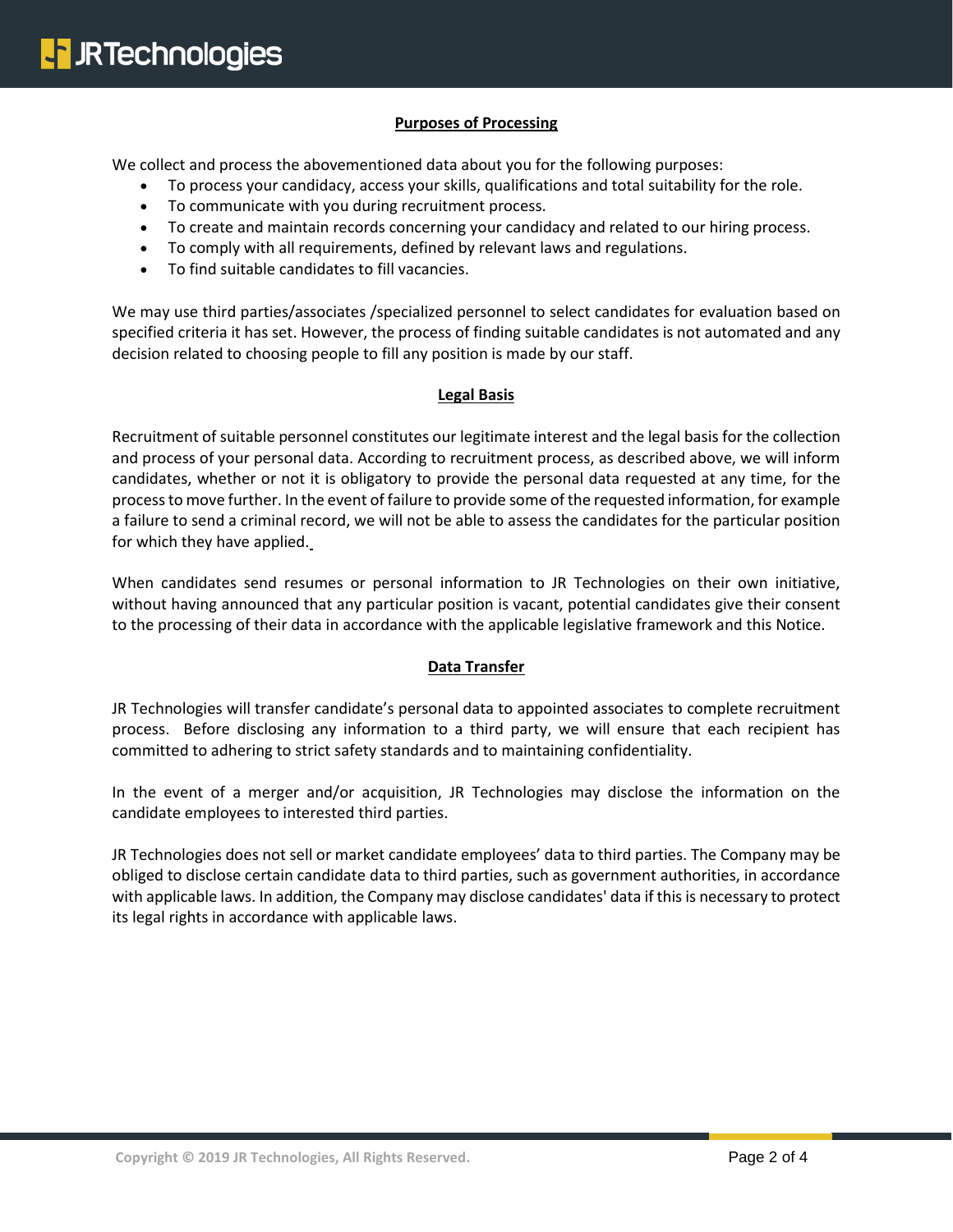## Purposes of Processing

We collect and process the abovementioned data about you for the following purposes:

- To process your candidacy, access your skills, qualifications and total suitability for the role.
- To communicate with you during recruitment process.
- To create and maintain records concerning your candidacy and related to our hiring process.
- To comply with all requirements, defined by relevant laws and regulations.
- To find suitable candidates to fill vacancies.

We may use third parties/associates /specialized personnel to select candidates for evaluation based on specified criteria it has set. However, the process of finding suitable candidates is not automated and any decision related to choosing people to fill any position is made by our staff.

## Legal Basis

Recruitment of suitable personnel constitutes our legitimate interest and the legal basis for the collection and process of your personal data. According to recruitment process, as described above, we will inform candidates, whether or not it is obligatory to provide the personal data requested at any time, for the process to move further. In the event of failure to provide some of the requested information, for example a failure to send a criminal record, we will not be able to assess the candidates for the particular position for which they have applied.

When candidates send resumes or personal information to JR Technologies on their own initiative, without having announced that any particular position is vacant, potential candidates give their consent to the processing of their data in accordance with the applicable legislative framework and this Notice.

## Data Transfer

JR Technologies will transfer candidate's personal data to appointed associates to complete recruitment process. Before disclosing any information to a third party, we will ensure that each recipient has committed to adhering to strict safety standards and to maintaining confidentiality.

In the event of a merger and/or acquisition, JR Technologies may disclose the information on the candidate employees to interested third parties.

JR Technologies does not sell or market candidate employees' data to third parties. The Company may be obliged to disclose certain candidate data to third parties, such as government authorities, in accordance with applicable laws. In addition, the Company may disclose candidates' data if this is necessary to protect its legal rights in accordance with applicable laws.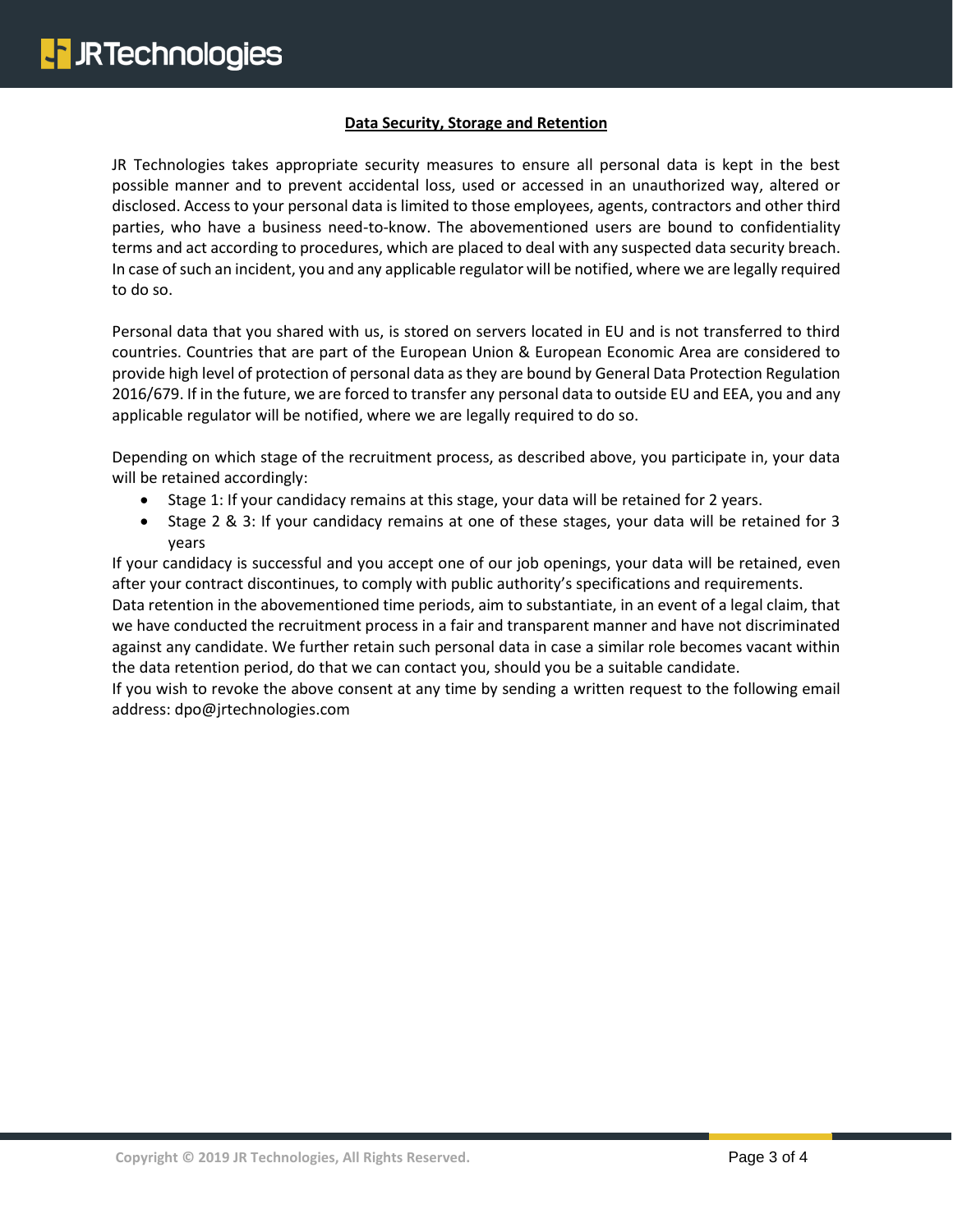## Data Security, Storage and Retention

JR Technologies takes appropriate security measures to ensure all personal data is kept in the best possible manner and to prevent accidental loss, used or accessed in an unauthorized way, altered or disclosed. Access to your personal data is limited to those employees, agents, contractors and other third parties, who have a business need-to-know. The abovementioned users are bound to confidentiality terms and act according to procedures, which are placed to deal with any suspected data security breach. In case of such an incident, you and any applicable regulator will be notified, where we are legally required to do so.

Personal data that you shared with us, is stored on servers located in EU and is not transferred to third countries. Countries that are part of the European Union & European Economic Area are considered to provide high level of protection of personal data as they are bound by General Data Protection Regulation 2016/679. If in the future, we are forced to transfer any personal data to outside EU and EEA, you and any applicable regulator will be notified, where we are legally required to do so.

Depending on which stage of the recruitment process, as described above, you participate in, your data will be retained accordingly:

- Stage 1: If your candidacy remains at this stage, your data will be retained for 2 years.
- Stage 2 & 3: If your candidacy remains at one of these stages, your data will be retained for 3 years

If your candidacy is successful and you accept one of our job openings, your data will be retained, even after your contract discontinues, to comply with public authority's specifications and requirements.
Data retention in the abovementioned time periods, aim to substantiate, in an event of a legal claim, that we have conducted the recruitment process in a fair and transparent manner and have not discriminated against any candidate. We further retain such personal data in case a similar role becomes vacant within the data retention period, do that we can contact you, should you be a suitable candidate.
If you wish to revoke the above consent at any time by sending a written request to the following email address: dpo@jrtechnologies.com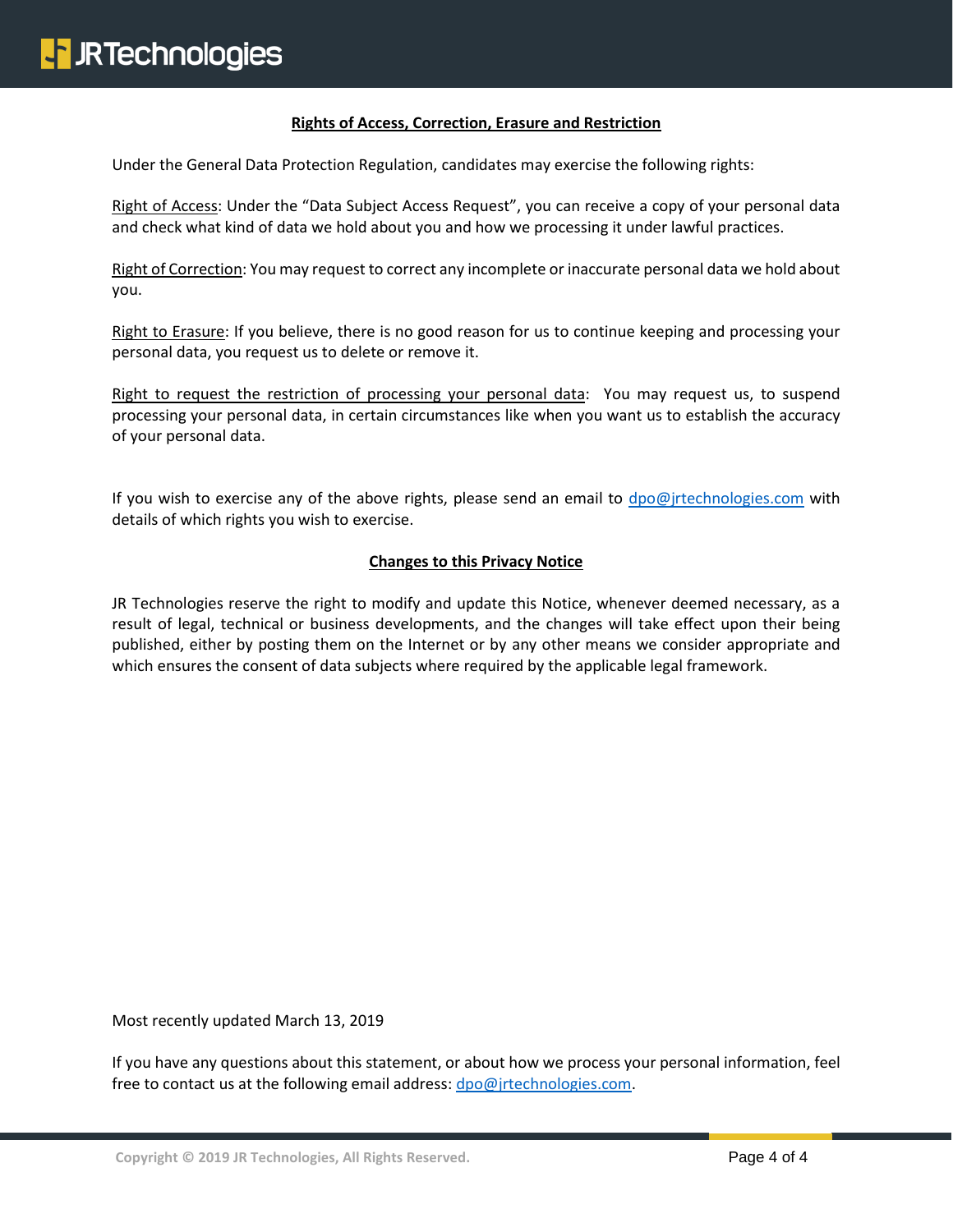## Rights of Access, Correction, Erasure and Restriction

Under the General Data Protection Regulation, candidates may exercise the following rights:

Right of Access: Under the “Data Subject Access Request”, you can receive a copy of your personal data and check what kind of data we hold about you and how we processing it under lawful practices.

Right of Correction: You may request to correct any incomplete or inaccurate personal data we hold about you.

Right to Erasure: If you believe, there is no good reason for us to continue keeping and processing your personal data, you request us to delete or remove it.

Right to request the restriction of processing your personal data: You may request us, to suspend processing your personal data, in certain circumstances like when you want us to establish the accuracy of your personal data.

If you wish to exercise any of the above rights, please send an email to dpo@jrtechnologies.com with details of which rights you wish to exercise.

## Changes to this Privacy Notice

JR Technologies reserve the right to modify and update this Notice, whenever deemed necessary, as a result of legal, technical or business developments, and the changes will take effect upon their being published, either by posting them on the Internet or by any other means we consider appropriate and which ensures the consent of data subjects where required by the applicable legal framework.

Most recently updated March 13, 2019

If you have any questions about this statement, or about how we process your personal information, feel free to contact us at the following email address: dpo@jrtechnologies.com.